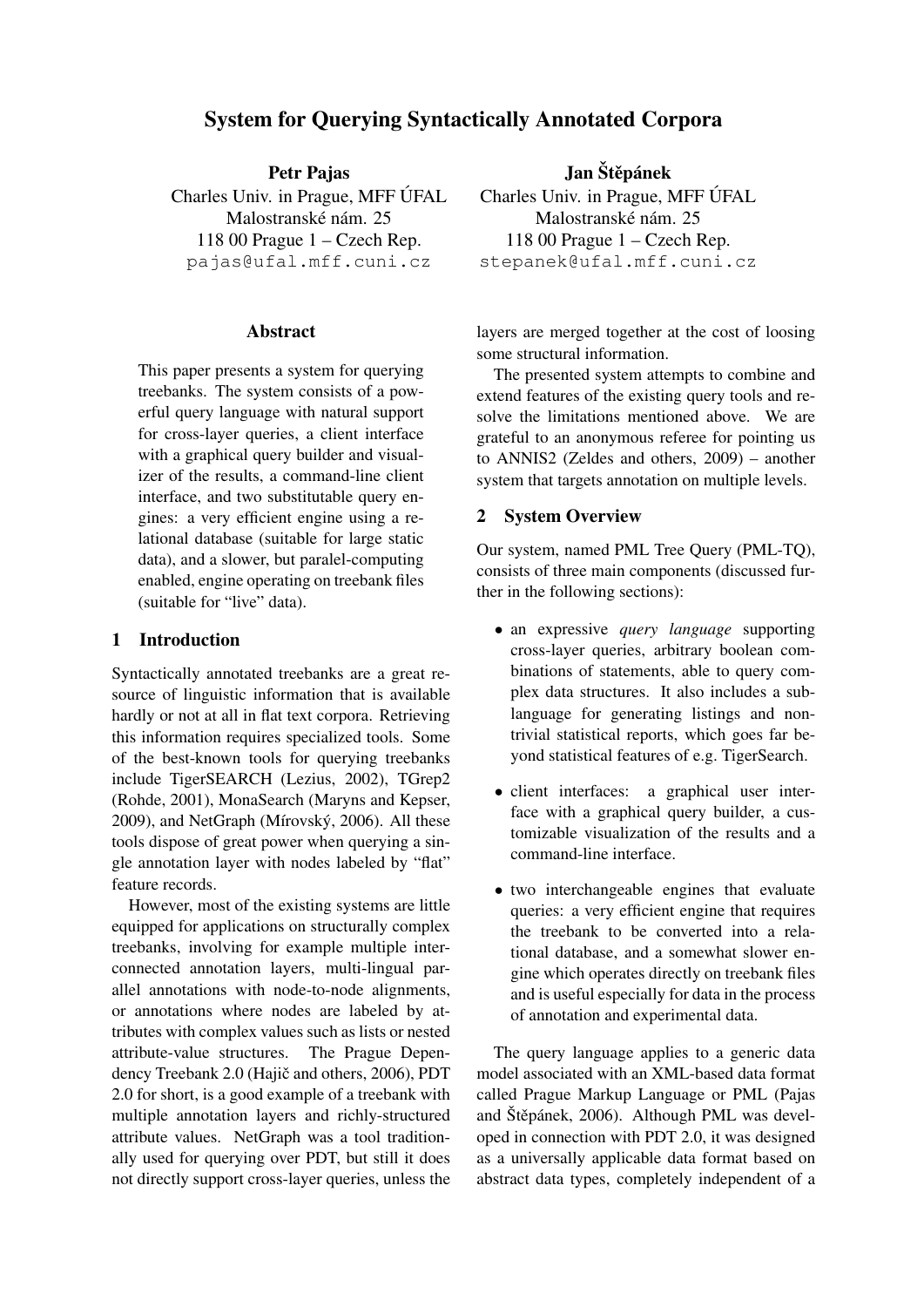# System for Querying Syntactically Annotated Corpora

**Petr Pajas**
Charles Univ. in Prague, MFF ÚFAL
Malostranské nám. 25
118 00 Prague 1 – Czech Rep.
pajas@ufal.mff.cuni.cz

**Jan Štěpánek**
Charles Univ. in Prague, MFF ÚFAL
Malostranské nám. 25
118 00 Prague 1 – Czech Rep.
stepanek@ufal.mff.cuni.cz

## Abstract

This paper presents a system for querying treebanks. The system consists of a powerful query language with natural support for cross-layer queries, a client interface with a graphical query builder and visualizer of the results, a command-line client interface, and two substitutable query engines: a very efficient engine using a relational database (suitable for large static data), and a slower, but paralel-computing enabled, engine operating on treebank files (suitable for "live" data).

## 1 Introduction

Syntactically annotated treebanks are a great resource of linguistic information that is available hardly or not at all in flat text corpora. Retrieving this information requires specialized tools. Some of the best-known tools for querying treebanks include TigerSEARCH (Lezius, 2002), TGrep2 (Rohde, 2001), MonaSearch (Maryns and Kepser, 2009), and NetGraph (Mírovský, 2006). All these tools dispose of great power when querying a single annotation layer with nodes labeled by "flat" feature records.

However, most of the existing systems are little equipped for applications on structurally complex treebanks, involving for example multiple interconnected annotation layers, multi-lingual parallel annotations with node-to-node alignments, or annotations where nodes are labeled by attributes with complex values such as lists or nested attribute-value structures. The Prague Dependency Treebank 2.0 (Hajič and others, 2006), PDT 2.0 for short, is a good example of a treebank with multiple annotation layers and richly-structured attribute values. NetGraph was a tool traditionally used for querying over PDT, but still it does not directly support cross-layer queries, unless the layers are merged together at the cost of loosing some structural information.

The presented system attempts to combine and extend features of the existing query tools and resolve the limitations mentioned above. We are grateful to an anonymous referee for pointing us to ANNIS2 (Zeldes and others, 2009) – another system that targets annotation on multiple levels.

## 2 System Overview

Our system, named PML Tree Query (PML-TQ), consists of three main components (discussed further in the following sections):

- an expressive *query language* supporting cross-layer queries, arbitrary boolean combinations of statements, able to query complex data structures. It also includes a sublanguage for generating listings and non-trivial statistical reports, which goes far beyond statistical features of e.g. TigerSearch.
- client interfaces: a graphical user interface with a graphical query builder, a customizable visualization of the results and a command-line interface.
- two interchangeable engines that evaluate queries: a very efficient engine that requires the treebank to be converted into a relational database, and a somewhat slower engine which operates directly on treebank files and is useful especially for data in the process of annotation and experimental data.

The query language applies to a generic data model associated with an XML-based data format called Prague Markup Language or PML (Pajas and Štěpánek, 2006). Although PML was developed in connection with PDT 2.0, it was designed as a universally applicable data format based on abstract data types, completely independent of a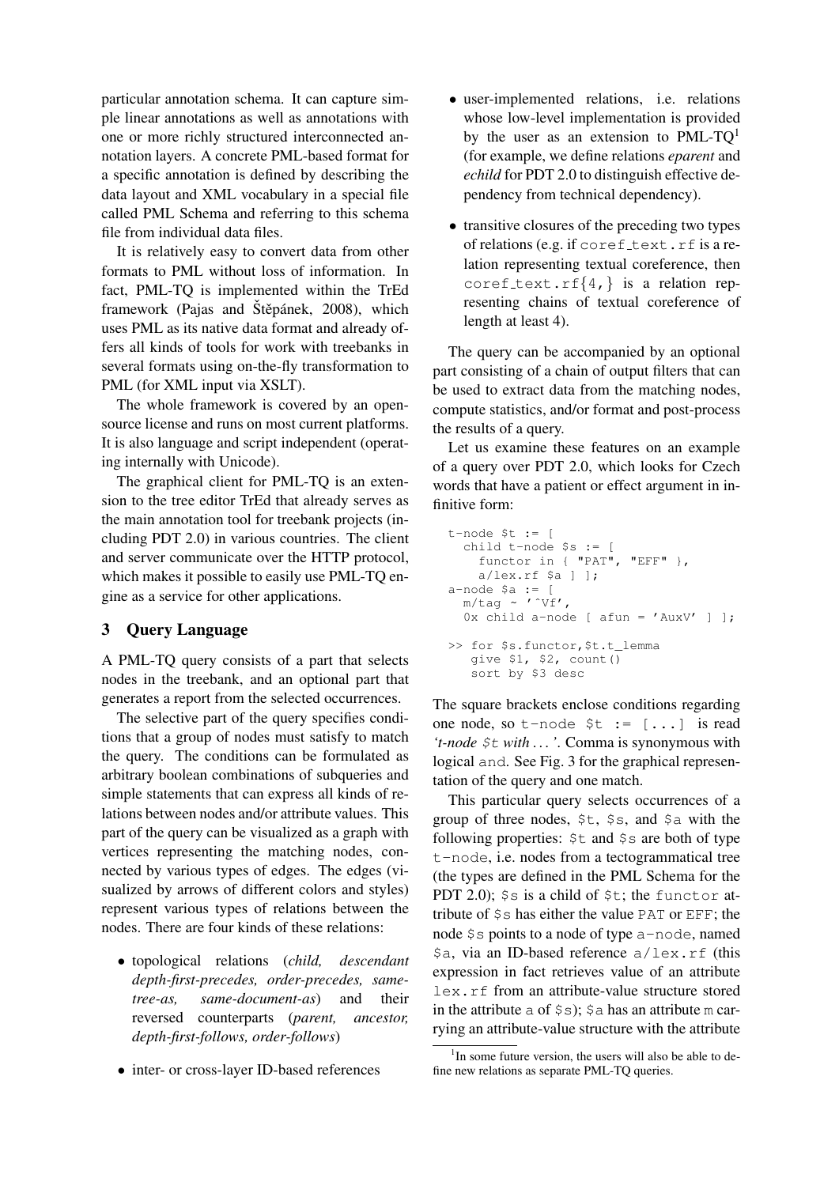particular annotation schema. It can capture simple linear annotations as well as annotations with one or more richly structured interconnected annotation layers. A concrete PML-based format for a specific annotation is defined by describing the data layout and XML vocabulary in a special file called PML Schema and referring to this schema file from individual data files.

It is relatively easy to convert data from other formats to PML without loss of information. In fact, PML-TQ is implemented within the TrEd framework (Pajas and Štěpánek, 2008), which uses PML as its native data format and already offers all kinds of tools for work with treebanks in several formats using on-the-fly transformation to PML (for XML input via XSLT).

The whole framework is covered by an open-source license and runs on most current platforms. It is also language and script independent (operating internally with Unicode).

The graphical client for PML-TQ is an extension to the tree editor TrEd that already serves as the main annotation tool for treebank projects (including PDT 2.0) in various countries. The client and server communicate over the HTTP protocol, which makes it possible to easily use PML-TQ engine as a service for other applications.

## 3 Query Language

A PML-TQ query consists of a part that selects nodes in the treebank, and an optional part that generates a report from the selected occurrences.

The selective part of the query specifies conditions that a group of nodes must satisfy to match the query. The conditions can be formulated as arbitrary boolean combinations of subqueries and simple statements that can express all kinds of relations between nodes and/or attribute values. This part of the query can be visualized as a graph with vertices representing the matching nodes, connected by various types of edges. The edges (visualized by arrows of different colors and styles) represent various types of relations between the nodes. There are four kinds of these relations:

- topological relations (*child, descendant depth-first-precedes, order-precedes, same-tree-as, same-document-as*) and their reversed counterparts (*parent, ancestor, depth-first-follows, order-follows*)
- inter- or cross-layer ID-based references
- user-implemented relations, i.e. relations whose low-level implementation is provided by the user as an extension to PML-TQ[1] (for example, we define relations *eparent* and *echild* for PDT 2.0 to distinguish effective dependency from technical dependency).
- transitive closures of the preceding two types of relations (e.g. if `coref_text.rf` is a relation representing textual coreference, then `coref_text.rf{4,}` is a relation representing chains of textual coreference of length at least 4).

The query can be accompanied by an optional part consisting of a chain of output filters that can be used to extract data from the matching nodes, compute statistics, and/or format and post-process the results of a query.

Let us examine these features on an example of a query over PDT 2.0, which looks for Czech words that have a patient or effect argument in infinitive form:

```
t-node $t := [
  child t-node $s := [
    functor in { "PAT", "EFF" },
    a/lex.rf $a ] ];
a-node $a := [
  m/tag ~ '^Vf',
  0x child a-node [ afun = 'AuxV' ] ];

>> for $s.functor,$t.t_lemma
   give $1, $2, count()
   sort by $3 desc
```

The square brackets enclose conditions regarding one node, so `t-node $t := [...]` is read *'t-node $t with ...'*. Comma is synonymous with logical `and`. See Fig. 3 for the graphical representation of the query and one match.

This particular query selects occurrences of a group of three nodes, `$t`, `$s`, and `$a` with the following properties: `$t` and `$s` are both of type `t-node`, i.e. nodes from a tectogrammatical tree (the types are defined in the PML Schema for the PDT 2.0); `$s` is a child of `$t`; the `functor` attribute of `$s` has either the value `PAT` or `EFF`; the node `$s` points to a node of type `a-node`, named `$a`, via an ID-based reference `a/lex.rf` (this expression in fact retrieves value of an attribute `lex.rf` from an attribute-value structure stored in the attribute `a` of `$s`); `$a` has an attribute `m` carrying an attribute-value structure with the attribute

[1] In some future version, the users will also be able to define new relations as separate PML-TQ queries.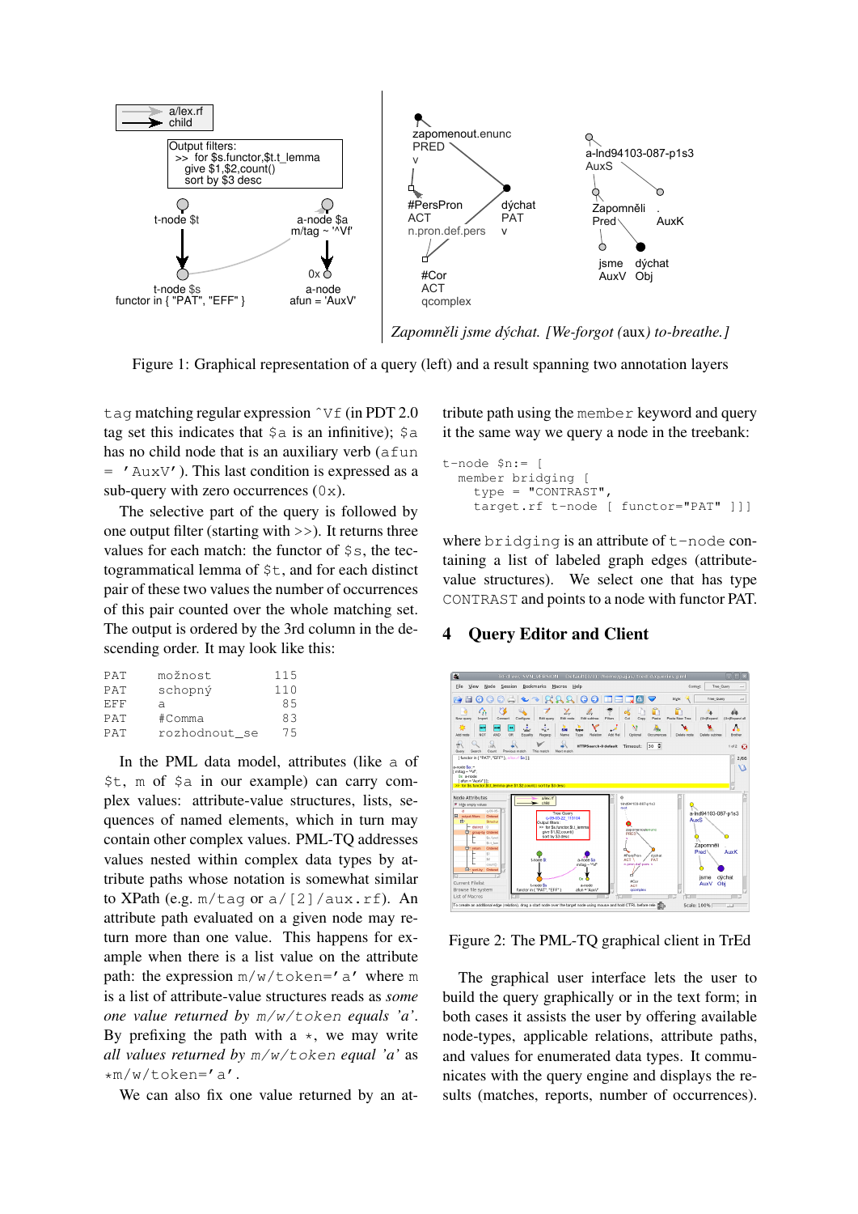a/lex.rf
child

Output filters:
>> for $s.functor,$t.t_lemma
give $1,$2,count()
sort by $3 desc

t-node $t

a-node $a
m/tag ~ '^Vf'

t-node $s
functor in { "PAT", "EFF" }

0x
a-node
afun = 'AuxV'

zapomenout.enunc
PRED
v

#PersPron
ACT
n.pron.def.pers

dýchat
PAT
v

#Cor
ACT
qcomplex

a-ln94103-087-p1s3
AuxS

Zapomněli
Pred

AuxK

jsme
AuxV

dýchat
Obj

*Zapomněli jsme dýchat. [We-forgot (aux) to-breathe.]*

Figure 1: Graphical representation of a query (left) and a result spanning two annotation layers

tag matching regular expression ^Vf (in PDT 2.0 tag set this indicates that $a is an infinitive); $a has no child node that is an auxiliary verb (afun = 'AuxV'). This last condition is expressed as a sub-query with zero occurrences (0x).

The selective part of the query is followed by one output filter (starting with >>). It returns three values for each match: the functor of $s, the tectogrammatical lemma of $t, and for each distinct pair of these two values the number of occurrences of this pair counted over the whole matching set. The output is ordered by the 3rd column in the descending order. It may look like this:

```
PAT    možnost         115
PAT    schopný         110
EFF    a                85
PAT    #Comma           83
PAT    rozhodnout_se    75
```

In the PML data model, attributes (like a of $t, m of $a in our example) can carry complex values: attribute-value structures, lists, sequences of named elements, which in turn may contain other complex values. PML-TQ addresses values nested within complex data types by attribute paths whose notation is somewhat similar to XPath (e.g. m/tag or a/[2]/aux.rf). An attribute path evaluated on a given node may return more than one value. This happens for example when there is a list value on the attribute path: the expression m/w/token='a' where m is a list of attribute-value structures reads as *some one value returned by* m/w/token *equals 'a'*. By prefixing the path with a *, we may write *all values returned by* m/w/token *equal 'a'* as *m/w/token='a'.

We can also fix one value returned by an attribute path using the member keyword and query it the same way we query a node in the treebank:

```
t-node $n:= [
  member bridging [
    type = "CONTRAST",
    target.rf t-node [ functor="PAT" ]]]
```

where bridging is an attribute of t-node containing a list of labeled graph edges (attribute-value structures). We select one that has type CONTRAST and points to a node with functor PAT.

## 4 Query Editor and Client

Figure 2: The PML-TQ graphical client in TrEd

The graphical user interface lets the user to build the query graphically or in the text form; in both cases it assists the user by offering available node-types, applicable relations, attribute paths, and values for enumerated data types. It communicates with the query engine and displays the results (matches, reports, number of occurrences).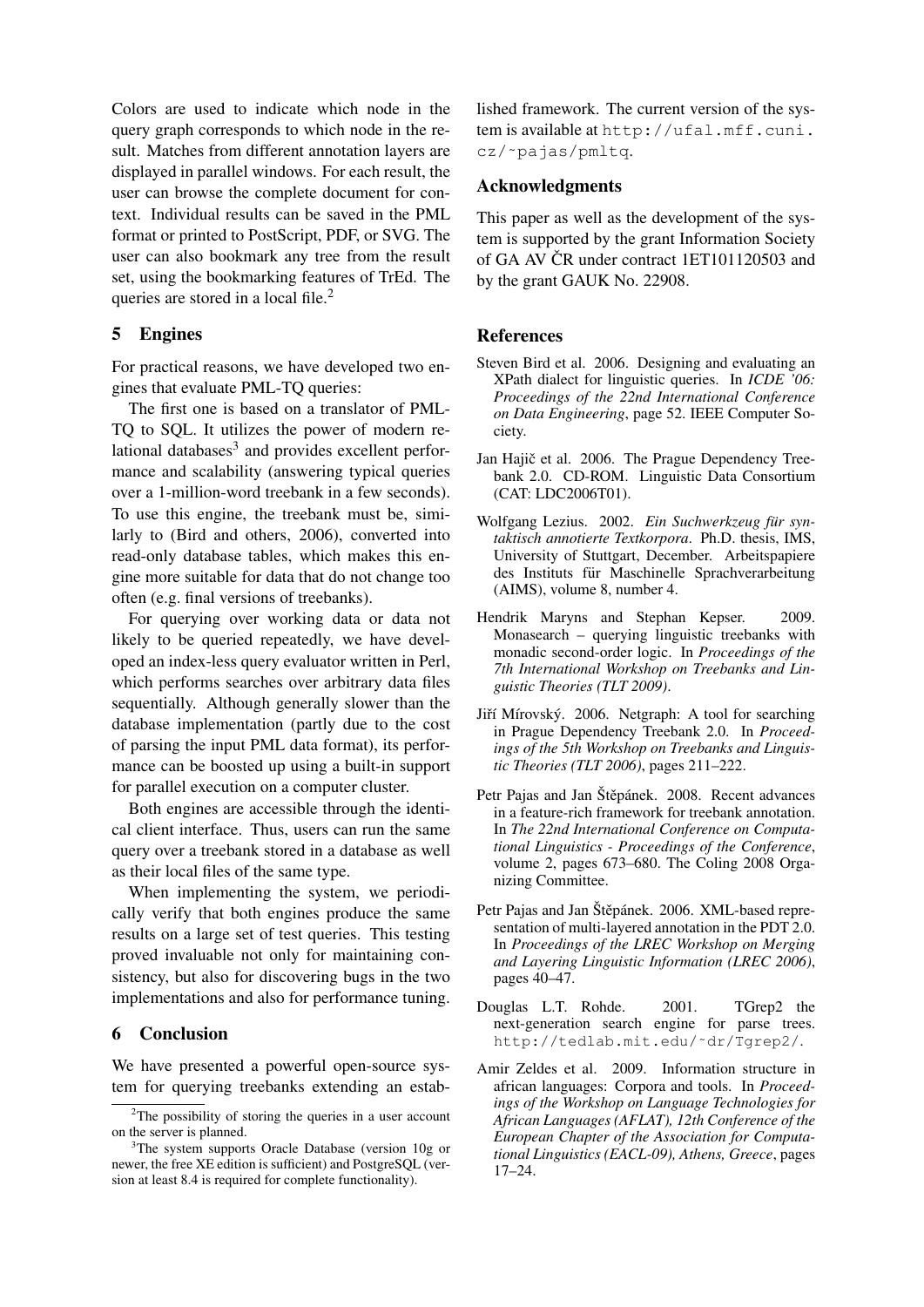Colors are used to indicate which node in the query graph corresponds to which node in the result. Matches from different annotation layers are displayed in parallel windows. For each result, the user can browse the complete document for context. Individual results can be saved in the PML format or printed to PostScript, PDF, or SVG. The user can also bookmark any tree from the result set, using the bookmarking features of TrEd. The queries are stored in a local file.[2]

## 5 Engines

For practical reasons, we have developed two engines that evaluate PML-TQ queries:

The first one is based on a translator of PML-TQ to SQL. It utilizes the power of modern relational databases[3] and provides excellent performance and scalability (answering typical queries over a 1-million-word treebank in a few seconds). To use this engine, the treebank must be, similarly to (Bird and others, 2006), converted into read-only database tables, which makes this engine more suitable for data that do not change too often (e.g. final versions of treebanks).

For querying over working data or data not likely to be queried repeatedly, we have developed an index-less query evaluator written in Perl, which performs searches over arbitrary data files sequentially. Although generally slower than the database implementation (partly due to the cost of parsing the input PML data format), its performance can be boosted up using a built-in support for parallel execution on a computer cluster.

Both engines are accessible through the identical client interface. Thus, users can run the same query over a treebank stored in a database as well as their local files of the same type.

When implementing the system, we periodically verify that both engines produce the same results on a large set of test queries. This testing proved invaluable not only for maintaining consistency, but also for discovering bugs in the two implementations and also for performance tuning.

## 6 Conclusion

We have presented a powerful open-source system for querying treebanks extending an established framework. The current version of the system is available at `http://ufal.mff.cuni.cz/~pajas/pmltq`.

[2] The possibility of storing the queries in a user account on the server is planned.

[3] The system supports Oracle Database (version 10g or newer, the free XE edition is sufficient) and PostgreSQL (version at least 8.4 is required for complete functionality).

## Acknowledgments

This paper as well as the development of the system is supported by the grant Information Society of GA AV ČR under contract 1ET101120503 and by the grant GAUK No. 22908.

## References

Steven Bird et al. 2006. Designing and evaluating an XPath dialect for linguistic queries. In *ICDE '06: Proceedings of the 22nd International Conference on Data Engineering*, page 52. IEEE Computer Society.

Jan Hajič et al. 2006. The Prague Dependency Treebank 2.0. CD-ROM. Linguistic Data Consortium (CAT: LDC2006T01).

Wolfgang Lezius. 2002. *Ein Suchwerkzeug für syntaktisch annotierte Textkorpora*. Ph.D. thesis, IMS, University of Stuttgart, December. Arbeitspapiere des Instituts für Maschinelle Sprachverarbeitung (AIMS), volume 8, number 4.

Hendrik Maryns and Stephan Kepser. 2009. Monasearch – querying linguistic treebanks with monadic second-order logic. In *Proceedings of the 7th International Workshop on Treebanks and Linguistic Theories (TLT 2009)*.

Jiří Mírovský. 2006. Netgraph: A tool for searching in Prague Dependency Treebank 2.0. In *Proceedings of the 5th Workshop on Treebanks and Linguistic Theories (TLT 2006)*, pages 211–222.

Petr Pajas and Jan Štěpánek. 2008. Recent advances in a feature-rich framework for treebank annotation. In *The 22nd International Conference on Computational Linguistics - Proceedings of the Conference*, volume 2, pages 673–680. The Coling 2008 Organizing Committee.

Petr Pajas and Jan Štěpánek. 2006. XML-based representation of multi-layered annotation in the PDT 2.0. In *Proceedings of the LREC Workshop on Merging and Layering Linguistic Information (LREC 2006)*, pages 40–47.

Douglas L.T. Rohde. 2001. TGrep2 the next-generation search engine for parse trees. `http://tedlab.mit.edu/~dr/Tgrep2/`.

Amir Zeldes et al. 2009. Information structure in african languages: Corpora and tools. In *Proceedings of the Workshop on Language Technologies for African Languages (AFLAT), 12th Conference of the European Chapter of the Association for Computational Linguistics (EACL-09), Athens, Greece*, pages 17–24.